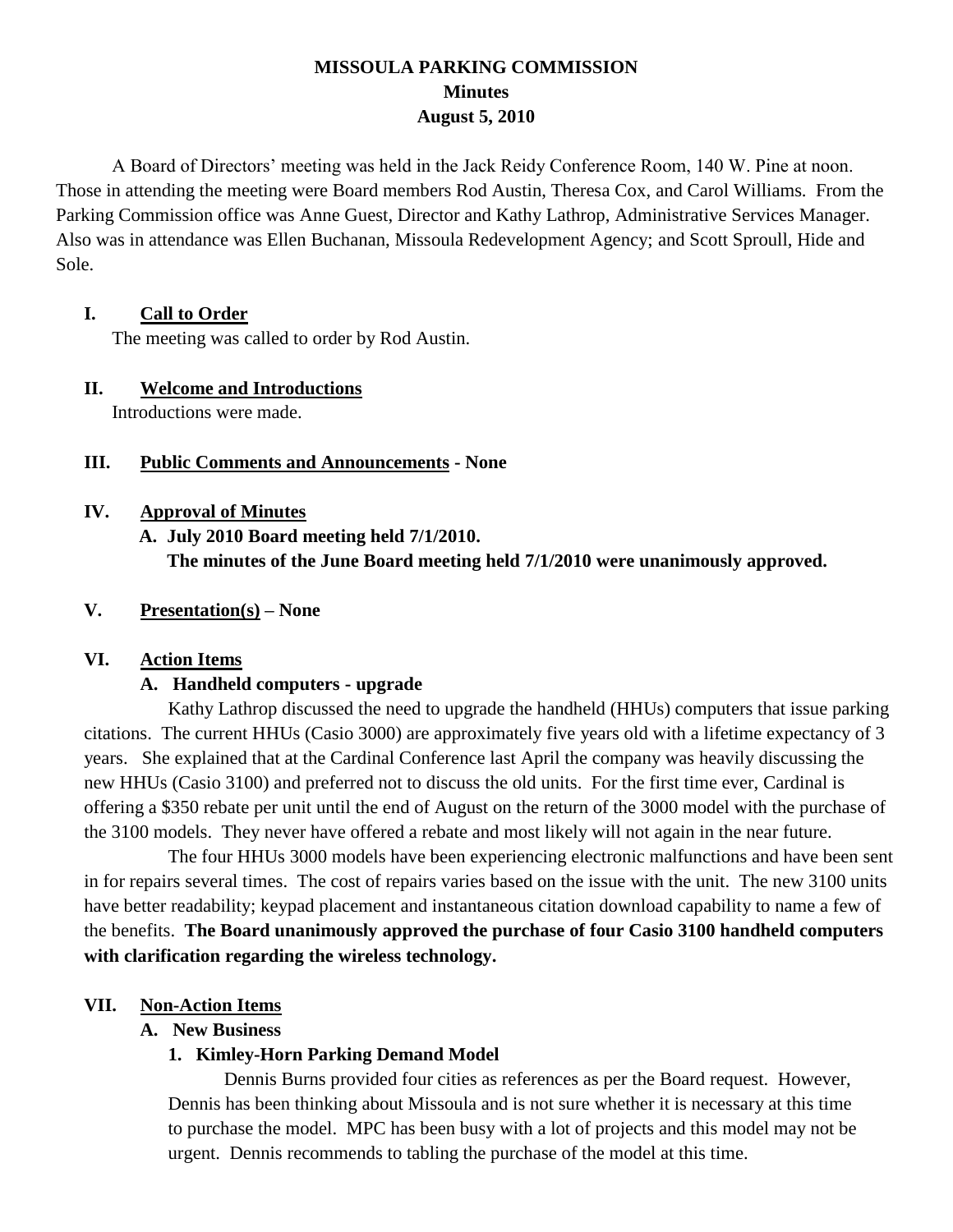# MISSOULA PARKING COMMISSION
## Minutes
## August 5, 2010

A Board of Directors' meeting was held in the Jack Reidy Conference Room, 140 W. Pine at noon. Those in attending the meeting were Board members Rod Austin, Theresa Cox, and Carol Williams. From the Parking Commission office was Anne Guest, Director and Kathy Lathrop, Administrative Services Manager. Also was in attendance was Ellen Buchanan, Missoula Redevelopment Agency; and Scott Sproull, Hide and Sole.

### I. Call to Order

The meeting was called to order by Rod Austin.

### II. Welcome and Introductions

Introductions were made.

### III. Public Comments and Announcements - None

### IV. Approval of Minutes

**A. July 2010 Board meeting held 7/1/2010.**
**The minutes of the June Board meeting held 7/1/2010 were unanimously approved.**

### V. Presentation(s) – None

### VI. Action Items

**A. Handheld computers - upgrade**

Kathy Lathrop discussed the need to upgrade the handheld (HHUs) computers that issue parking citations. The current HHUs (Casio 3000) are approximately five years old with a lifetime expectancy of 3 years. She explained that at the Cardinal Conference last April the company was heavily discussing the new HHUs (Casio 3100) and preferred not to discuss the old units. For the first time ever, Cardinal is offering a $350 rebate per unit until the end of August on the return of the 3000 model with the purchase of the 3100 models. They never have offered a rebate and most likely will not again in the near future.

The four HHUs 3000 models have been experiencing electronic malfunctions and have been sent in for repairs several times. The cost of repairs varies based on the issue with the unit. The new 3100 units have better readability; keypad placement and instantaneous citation download capability to name a few of the benefits. **The Board unanimously approved the purchase of four Casio 3100 handheld computers with clarification regarding the wireless technology.**

### VII. Non-Action Items

**A. New Business**

**1. Kimley-Horn Parking Demand Model**

Dennis Burns provided four cities as references as per the Board request. However, Dennis has been thinking about Missoula and is not sure whether it is necessary at this time to purchase the model. MPC has been busy with a lot of projects and this model may not be urgent. Dennis recommends to tabling the purchase of the model at this time.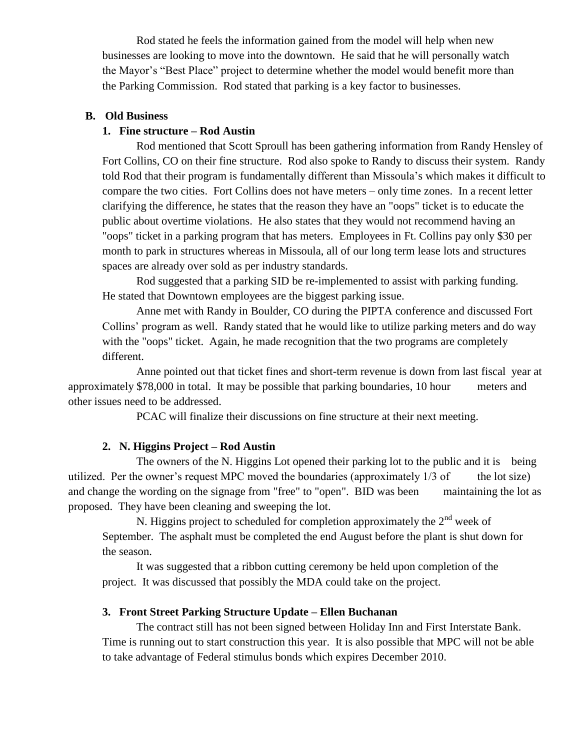Rod stated he feels the information gained from the model will help when new businesses are looking to move into the downtown. He said that he will personally watch the Mayor's "Best Place" project to determine whether the model would benefit more than the Parking Commission. Rod stated that parking is a key factor to businesses.

**B. Old Business**

**1. Fine structure – Rod Austin**

Rod mentioned that Scott Sproull has been gathering information from Randy Hensley of Fort Collins, CO on their fine structure. Rod also spoke to Randy to discuss their system. Randy told Rod that their program is fundamentally different than Missoula's which makes it difficult to compare the two cities. Fort Collins does not have meters – only time zones. In a recent letter clarifying the difference, he states that the reason they have an "oops" ticket is to educate the public about overtime violations. He also states that they would not recommend having an "oops" ticket in a parking program that has meters. Employees in Ft. Collins pay only $30 per month to park in structures whereas in Missoula, all of our long term lease lots and structures spaces are already over sold as per industry standards.

Rod suggested that a parking SID be re-implemented to assist with parking funding. He stated that Downtown employees are the biggest parking issue.

Anne met with Randy in Boulder, CO during the PIPTA conference and discussed Fort Collins' program as well. Randy stated that he would like to utilize parking meters and do way with the "oops" ticket. Again, he made recognition that the two programs are completely different.

Anne pointed out that ticket fines and short-term revenue is down from last fiscal year at approximately $78,000 in total. It may be possible that parking boundaries, 10 hour meters and other issues need to be addressed.

PCAC will finalize their discussions on fine structure at their next meeting.

**2. N. Higgins Project – Rod Austin**

The owners of the N. Higgins Lot opened their parking lot to the public and it is being utilized. Per the owner's request MPC moved the boundaries (approximately 1/3 of the lot size) and change the wording on the signage from "free" to "open". BID was been maintaining the lot as proposed. They have been cleaning and sweeping the lot.

N. Higgins project to scheduled for completion approximately the 2nd week of September. The asphalt must be completed the end August before the plant is shut down for the season.

It was suggested that a ribbon cutting ceremony be held upon completion of the project. It was discussed that possibly the MDA could take on the project.

**3. Front Street Parking Structure Update – Ellen Buchanan**

The contract still has not been signed between Holiday Inn and First Interstate Bank. Time is running out to start construction this year. It is also possible that MPC will not be able to take advantage of Federal stimulus bonds which expires December 2010.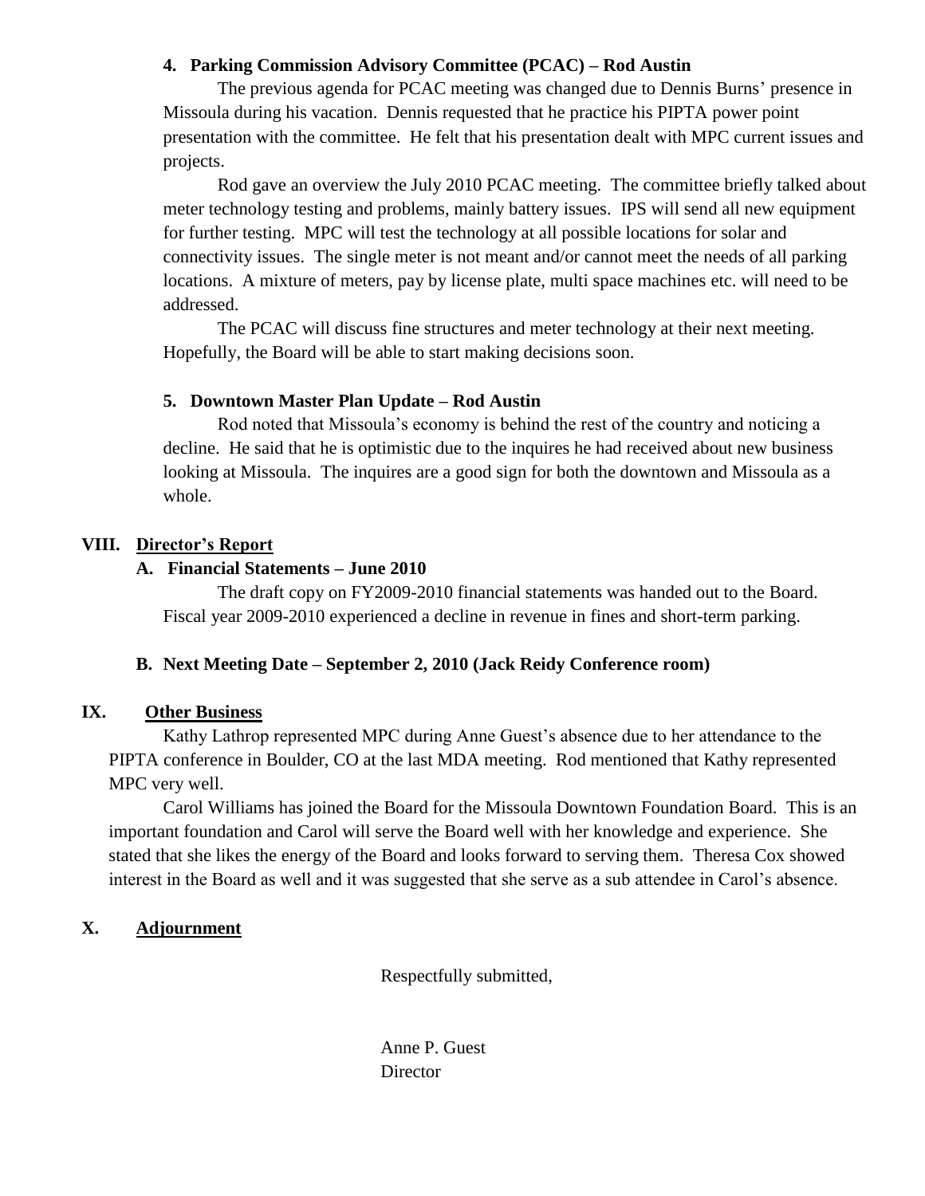**4. Parking Commission Advisory Committee (PCAC) – Rod Austin**

The previous agenda for PCAC meeting was changed due to Dennis Burns' presence in Missoula during his vacation. Dennis requested that he practice his PIPTA power point presentation with the committee. He felt that his presentation dealt with MPC current issues and projects.

Rod gave an overview the July 2010 PCAC meeting. The committee briefly talked about meter technology testing and problems, mainly battery issues. IPS will send all new equipment for further testing. MPC will test the technology at all possible locations for solar and connectivity issues. The single meter is not meant and/or cannot meet the needs of all parking locations. A mixture of meters, pay by license plate, multi space machines etc. will need to be addressed.

The PCAC will discuss fine structures and meter technology at their next meeting. Hopefully, the Board will be able to start making decisions soon.

**5. Downtown Master Plan Update – Rod Austin**

Rod noted that Missoula's economy is behind the rest of the country and noticing a decline. He said that he is optimistic due to the inquires he had received about new business looking at Missoula. The inquires are a good sign for both the downtown and Missoula as a whole.

## VIII. Director's Report

**A. Financial Statements – June 2010**

The draft copy on FY2009-2010 financial statements was handed out to the Board. Fiscal year 2009-2010 experienced a decline in revenue in fines and short-term parking.

**B. Next Meeting Date – September 2, 2010 (Jack Reidy Conference room)**

## IX. Other Business

Kathy Lathrop represented MPC during Anne Guest's absence due to her attendance to the PIPTA conference in Boulder, CO at the last MDA meeting. Rod mentioned that Kathy represented MPC very well.

Carol Williams has joined the Board for the Missoula Downtown Foundation Board. This is an important foundation and Carol will serve the Board well with her knowledge and experience. She stated that she likes the energy of the Board and looks forward to serving them. Theresa Cox showed interest in the Board as well and it was suggested that she serve as a sub attendee in Carol's absence.

## X. Adjournment

Respectfully submitted,

Anne P. Guest
Director